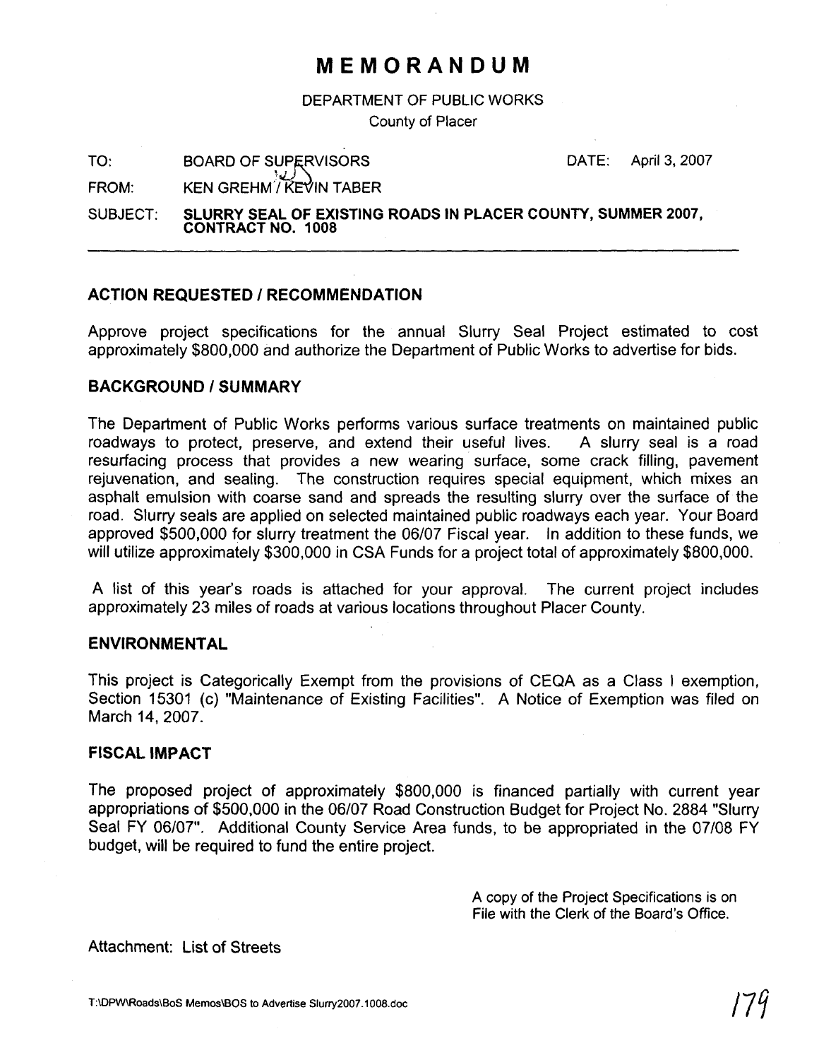# MEMORANDUM

DEPARTMENT OF PUBLIC WORKS

County of Placer

TO: BOARD OF SUPERVISORS DATE: April 3, 2007

FROM: KEN GREHM / KEVIN TABER

SUBJECT: **SLURRY SEAL OF EXISTING ROADS IN PLACER COUNTY, SUMMER 2007, CONTRACT NO. 1008**

---

## ACTION REQUESTED / RECOMMENDATION

Approve project specifications for the annual Slurry Seal Project estimated to cost approximately $800,000 and authorize the Department of Public Works to advertise for bids.

## BACKGROUND / SUMMARY

The Department of Public Works performs various surface treatments on maintained public roadways to protect, preserve, and extend their useful lives. A slurry seal is a road resurfacing process that provides a new wearing surface, some crack filling, pavement rejuvenation, and sealing. The construction requires special equipment, which mixes an asphalt emulsion with coarse sand and spreads the resulting slurry over the surface of the road. Slurry seals are applied on selected maintained public roadways each year. Your Board approved $500,000 for slurry treatment the 06/07 Fiscal year. In addition to these funds, we will utilize approximately $300,000 in CSA Funds for a project total of approximately $800,000.

A list of this year's roads is attached for your approval. The current project includes approximately 23 miles of roads at various locations throughout Placer County.

## ENVIRONMENTAL

This project is Categorically Exempt from the provisions of CEQA as a Class I exemption, Section 15301 (c) "Maintenance of Existing Facilities". A Notice of Exemption was filed on March 14, 2007.

## FISCAL IMPACT

The proposed project of approximately $800,000 is financed partially with current year appropriations of $500,000 in the 06/07 Road Construction Budget for Project No. 2884 "Slurry Seal FY 06/07". Additional County Service Area funds, to be appropriated in the 07/08 FY budget, will be required to fund the entire project.

A copy of the Project Specifications is on File with the Clerk of the Board's Office.

Attachment: List of Streets

T:\DPW\Roads\BoS Memos\BOS to Advertise Slurry2007.1008.doc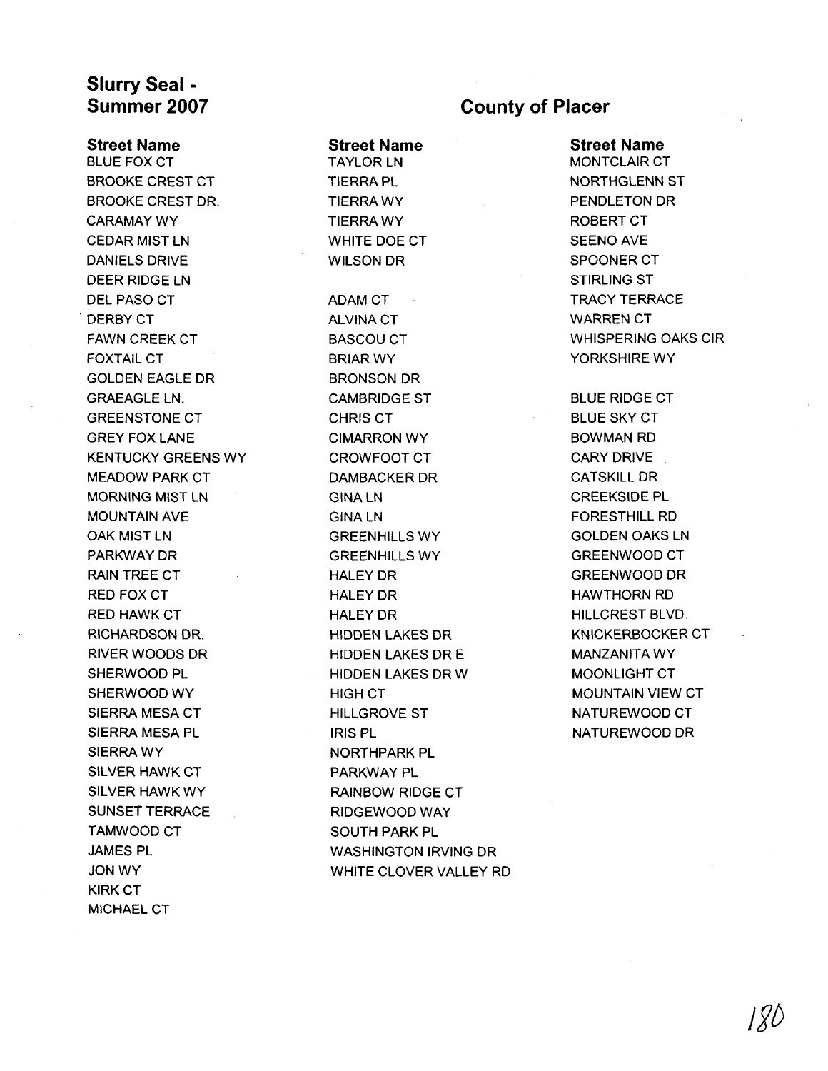## Slurry Seal - Summer 2007

## County of Placer

**Street Name**

BLUE FOX CT
BROOKE CREST CT
BROOKE CREST DR.
CARAMAY WY
CEDAR MIST LN
DANIELS DRIVE
DEER RIDGE LN
DEL PASO CT
DERBY CT
FAWN CREEK CT
FOXTAIL CT
GOLDEN EAGLE DR
GRAEAGLE LN.
GREENSTONE CT
GREY FOX LANE
KENTUCKY GREENS WY
MEADOW PARK CT
MORNING MIST LN
MOUNTAIN AVE
OAK MIST LN
PARKWAY DR
RAIN TREE CT
RED FOX CT
RED HAWK CT
RICHARDSON DR.
RIVER WOODS DR
SHERWOOD PL
SHERWOOD WY
SIERRA MESA CT
SIERRA MESA PL
SIERRA WY
SILVER HAWK CT
SILVER HAWK WY
SUNSET TERRACE
TAMWOOD CT
JAMES PL
JON WY
KIRK CT
MICHAEL CT

**Street Name**

TAYLOR LN
TIERRA PL
TIERRA WY
TIERRA WY
WHITE DOE CT
WILSON DR

ADAM CT
ALVINA CT
BASCOU CT
BRIAR WY
BRONSON DR
CAMBRIDGE ST
CHRIS CT
CIMARRON WY
CROWFOOT CT
DAMBACKER DR
GINA LN
GINA LN
GREENHILLS WY
GREENHILLS WY
HALEY DR
HALEY DR
HALEY DR
HIDDEN LAKES DR
HIDDEN LAKES DR E
HIDDEN LAKES DR W
HIGH CT
HILLGROVE ST
IRIS PL
NORTHPARK PL
PARKWAY PL
RAINBOW RIDGE CT
RIDGEWOOD WAY
SOUTH PARK PL
WASHINGTON IRVING DR
WHITE CLOVER VALLEY RD

**Street Name**

MONTCLAIR CT
NORTHGLENN ST
PENDLETON DR
ROBERT CT
SEENO AVE
SPOONER CT
STIRLING ST
TRACY TERRACE
WARREN CT
WHISPERING OAKS CIR
YORKSHIRE WY

BLUE RIDGE CT
BLUE SKY CT
BOWMAN RD
CARY DRIVE
CATSKILL DR
CREEKSIDE PL
FORESTHILL RD
GOLDEN OAKS LN
GREENWOOD CT
GREENWOOD DR
HAWTHORN RD
HILLCREST BLVD.
KNICKERBOCKER CT
MANZANITA WY
MOONLIGHT CT
MOUNTAIN VIEW CT
NATUREWOOD CT
NATUREWOOD DR